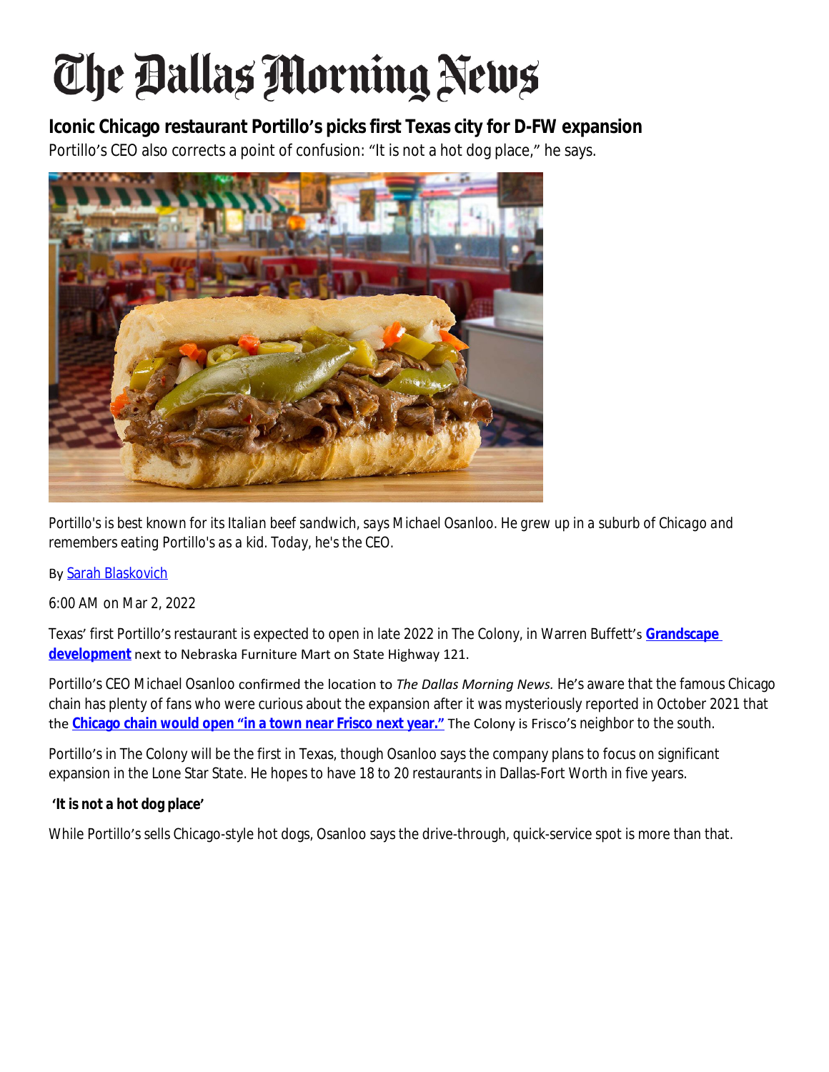# The Dallas Morning News

## Iconic Chicago restaurant Portillo's picks first Texas city for D-FW expansion

Portillo's CEO also corrects a point of confusion: "It is not a hot dog place," he says.

*Portillo's is best known for its Italian beef sandwich, says Michael Osanloo. He grew up in a suburb of Chicago and remembers eating Portillo's as a kid. Today, he's the CEO.*

By Sarah Blaskovich

6:00 AM on Mar 2, 2022

Texas' first Portillo's restaurant is expected to open in late 2022 in The Colony, in Warren Buffett's **Grandscape development** next to Nebraska Furniture Mart on State Highway 121.

Portillo's CEO Michael Osanloo confirmed the location to *The Dallas Morning News.* He's aware that the famous Chicago chain has plenty of fans who were curious about the expansion after it was mysteriously reported in October 2021 that the **Chicago chain would open "in a town near Frisco next year."** The Colony is Frisco's neighbor to the south.

Portillo's in The Colony will be the first in Texas, though Osanloo says the company plans to focus on significant expansion in the Lone Star State. He hopes to have 18 to 20 restaurants in Dallas-Fort Worth in five years.

**'It is not a hot dog place'**

While Portillo's sells Chicago-style hot dogs, Osanloo says the drive-through, quick-service spot is more than that.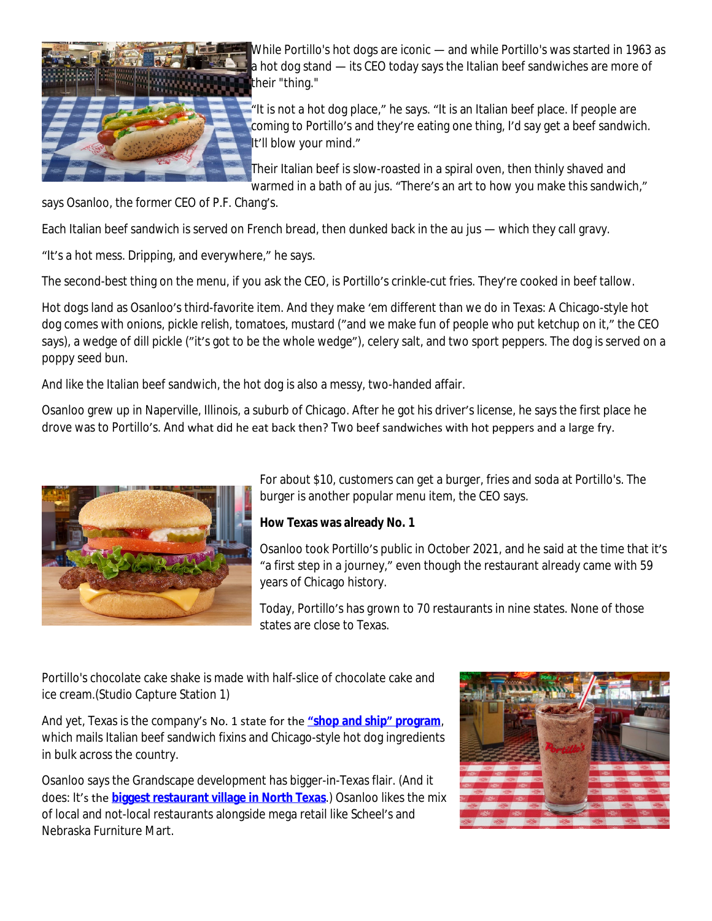While Portillo's hot dogs are iconic — and while Portillo's was started in 1963 as a hot dog stand — its CEO today says the Italian beef sandwiches are more of their "thing."

"It is not a hot dog place," he says. "It is an Italian beef place. If people are coming to Portillo's and they're eating one thing, I'd say get a beef sandwich. It'll blow your mind."

Their Italian beef is slow-roasted in a spiral oven, then thinly shaved and warmed in a bath of au jus. "There's an art to how you make this sandwich," says Osanloo, the former CEO of P.F. Chang's.

Each Italian beef sandwich is served on French bread, then dunked back in the au jus — which they call gravy.

"It's a hot mess. Dripping, and everywhere," he says.

The second-best thing on the menu, if you ask the CEO, is Portillo's crinkle-cut fries. They're cooked in beef tallow.

Hot dogs land as Osanloo's third-favorite item. And they make 'em different than we do in Texas: A Chicago-style hot dog comes with onions, pickle relish, tomatoes, mustard ("and we make fun of people who put ketchup on it," the CEO says), a wedge of dill pickle ("it's got to be the whole wedge"), celery salt, and two sport peppers. The dog is served on a poppy seed bun.

And like the Italian beef sandwich, the hot dog is also a messy, two-handed affair.

Osanloo grew up in Naperville, Illinois, a suburb of Chicago. After he got his driver's license, he says the first place he drove was to Portillo's. And what did he eat back then? Two beef sandwiches with hot peppers and a large fry.

For about $10, customers can get a burger, fries and soda at Portillo's. The burger is another popular menu item, the CEO says.

**How Texas was already No. 1**

Osanloo took Portillo's public in October 2021, and he said at the time that it's "a first step in a journey," even though the restaurant already came with 59 years of Chicago history.

Today, Portillo's has grown to 70 restaurants in nine states. None of those states are close to Texas.

Portillo's chocolate cake shake is made with half-slice of chocolate cake and ice cream.(Studio Capture Station 1)

And yet, Texas is the company's No. 1 state for the **"shop and ship" program**, which mails Italian beef sandwich fixins and Chicago-style hot dog ingredients in bulk across the country.

Osanloo says the Grandscape development has bigger-in-Texas flair. (And it does: It's the **biggest restaurant village in North Texas**.) Osanloo likes the mix of local and not-local restaurants alongside mega retail like Scheel's and Nebraska Furniture Mart.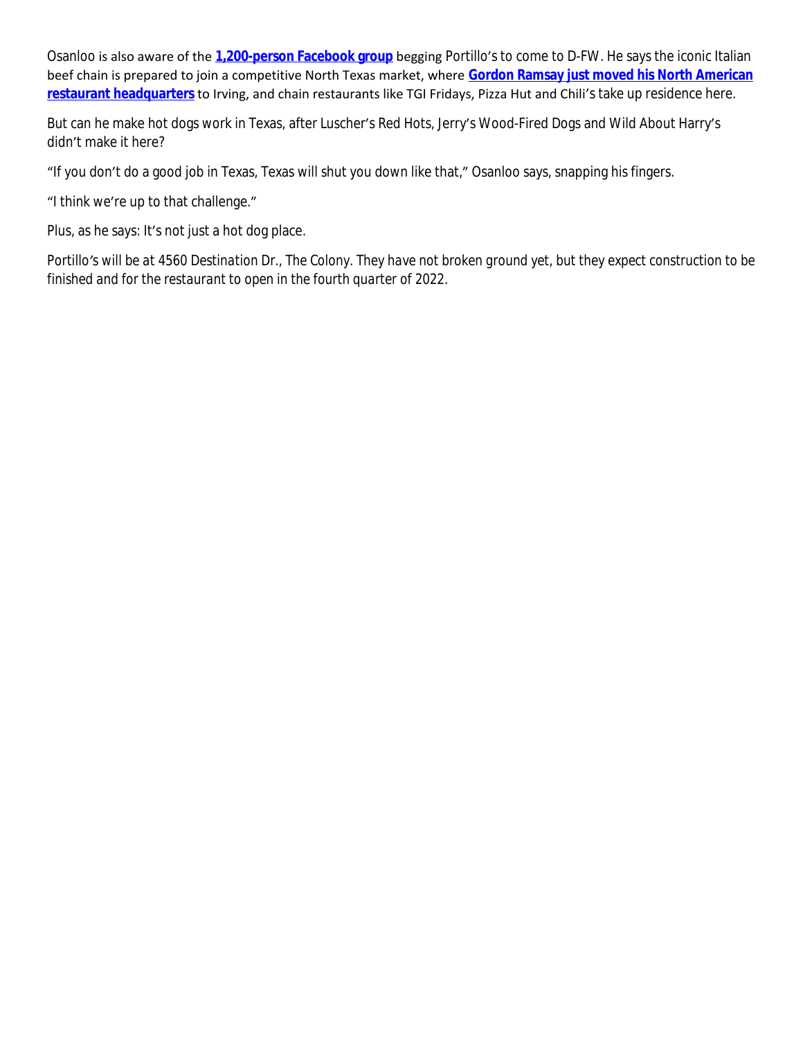Osanloo is also aware of the **1,200-person Facebook group** begging Portillo's to come to D-FW. He says the iconic Italian beef chain is prepared to join a competitive North Texas market, where **Gordon Ramsay just moved his North American restaurant headquarters** to Irving, and chain restaurants like TGI Fridays, Pizza Hut and Chili's take up residence here.

But can he make hot dogs work in Texas, after Luscher's Red Hots, Jerry's Wood-Fired Dogs and Wild About Harry's didn't make it here?

"If you don't do a good job in Texas, Texas will shut you down like that," Osanloo says, snapping his fingers.

"I think we're up to that challenge."

Plus, as he says: It's not just a hot dog place.

*Portillo's will be at 4560 Destination Dr., The Colony. They have not broken ground yet, but they expect construction to be finished and for the restaurant to open in the fourth quarter of 2022.*